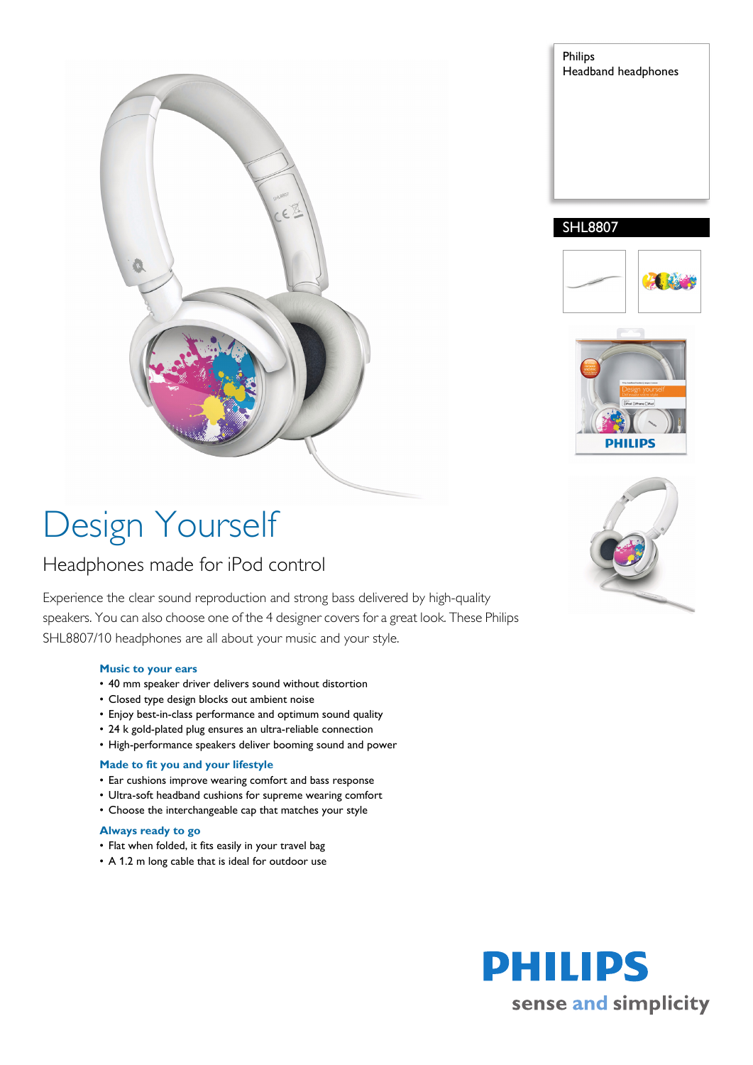Philips
Headband headphones

SHL8807

# Design Yourself

## Headphones made for iPod control

Experience the clear sound reproduction and strong bass delivered by high-quality speakers. You can also choose one of the 4 designer covers for a great look. These Philips SHL8807/10 headphones are all about your music and your style.

### Music to your ears

- 40 mm speaker driver delivers sound without distortion
- Closed type design blocks out ambient noise
- Enjoy best-in-class performance and optimum sound quality
- 24 k gold-plated plug ensures an ultra-reliable connection
- High-performance speakers deliver booming sound and power

### Made to fit you and your lifestyle

- Ear cushions improve wearing comfort and bass response
- Ultra-soft headband cushions for supreme wearing comfort
- Choose the interchangeable cap that matches your style

### Always ready to go

- Flat when folded, it fits easily in your travel bag
- A 1.2 m long cable that is ideal for outdoor use

PHILIPS
sense and simplicity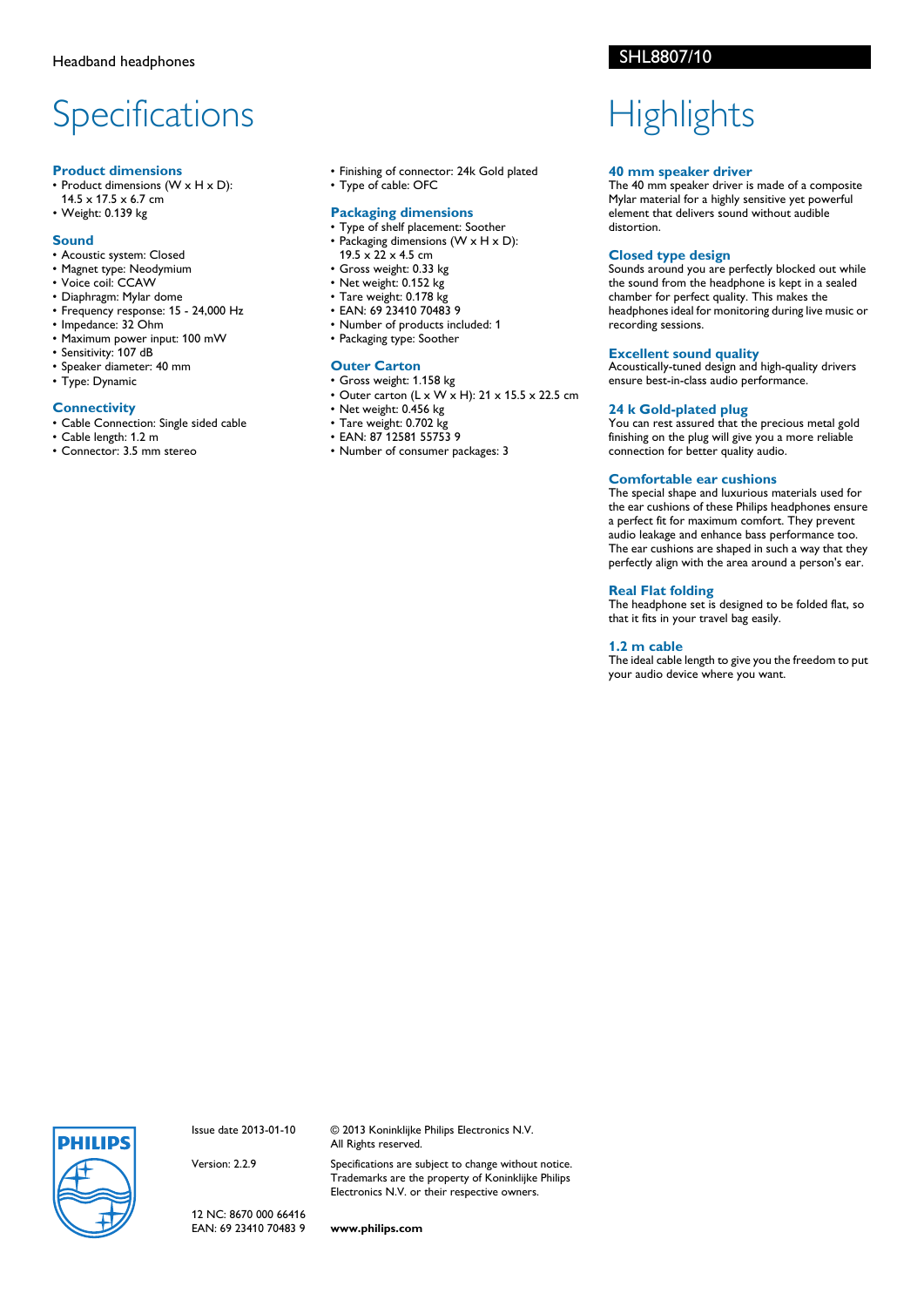Headband headphones

SHL8807/10

# Specifications

### Product dimensions

- Product dimensions (W x H x D): 14.5 x 17.5 x 6.7 cm
- Weight: 0.139 kg

### Sound

- Acoustic system: Closed
- Magnet type: Neodymium
- Voice coil: CCAW
- Diaphragm: Mylar dome
- Frequency response: 15 - 24,000 Hz
- Impedance: 32 Ohm
- Maximum power input: 100 mW
- Sensitivity: 107 dB
- Speaker diameter: 40 mm
- Type: Dynamic

### Connectivity

- Cable Connection: Single sided cable
- Cable length: 1.2 m
- Connector: 3.5 mm stereo
- Finishing of connector: 24k Gold plated
- Type of cable: OFC

### Packaging dimensions

- Type of shelf placement: Soother
- Packaging dimensions (W x H x D): 19.5 x 22 x 4.5 cm
- Gross weight: 0.33 kg
- Net weight: 0.152 kg
- Tare weight: 0.178 kg
- EAN: 69 23410 70483 9
- Number of products included: 1
- Packaging type: Soother

### Outer Carton

- Gross weight: 1.158 kg
- Outer carton (L x W x H): 21 x 15.5 x 22.5 cm
- Net weight: 0.456 kg
- Tare weight: 0.702 kg
- EAN: 87 12581 55753 9
- Number of consumer packages: 3

# Highlights

### 40 mm speaker driver

The 40 mm speaker driver is made of a composite Mylar material for a highly sensitive yet powerful element that delivers sound without audible distortion.

### Closed type design

Sounds around you are perfectly blocked out while the sound from the headphone is kept in a sealed chamber for perfect quality. This makes the headphones ideal for monitoring during live music or recording sessions.

### Excellent sound quality

Acoustically-tuned design and high-quality drivers ensure best-in-class audio performance.

### 24 k Gold-plated plug

You can rest assured that the precious metal gold finishing on the plug will give you a more reliable connection for better quality audio.

### Comfortable ear cushions

The special shape and luxurious materials used for the ear cushions of these Philips headphones ensure a perfect fit for maximum comfort. They prevent audio leakage and enhance bass performance too. The ear cushions are shaped in such a way that they perfectly align with the area around a person's ear.

### Real Flat folding

The headphone set is designed to be folded flat, so that it fits in your travel bag easily.

### 1.2 m cable

The ideal cable length to give you the freedom to put your audio device where you want.

PHILIPS

Issue date 2013-01-10

Version: 2.2.9

12 NC: 8670 000 66416
EAN: 69 23410 70483 9

© 2013 Koninklijke Philips Electronics N.V.
All Rights reserved.

Specifications are subject to change without notice. Trademarks are the property of Koninklijke Philips Electronics N.V. or their respective owners.

**www.philips.com**